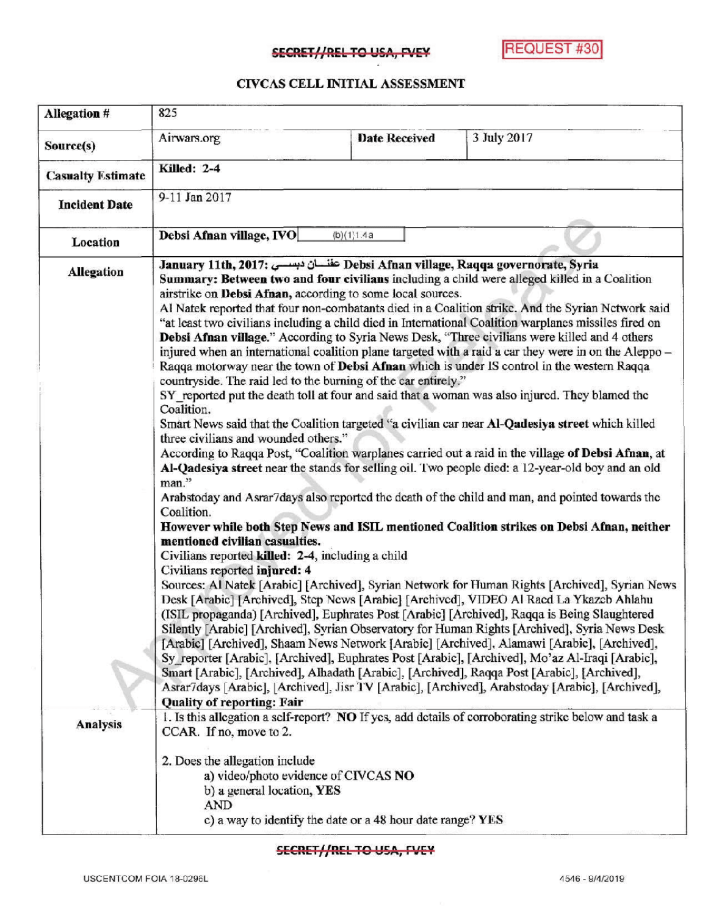SECRET//REL TO USA, FVEY

REQUEST #30

# CIVCAS CELL INITIAL ASSESSMENT

| | | | |
|---|---|---|---|
| **Allegation #** | 825 | | |
| **Source(s)** | Airwars.org | **Date Received** | 3 July 2017 |
| **Casualty Estimate** | **Killed: 2-4** | | |
| **Incident Date** | 9-11 Jan 2017 | | |
| **Location** | **Debsi Afnan village, IVO** (b)(1)1.4a | | |
| **Allegation** | **January 11th, 2017:** دبسي عفنان **Debsi Afnan village, Raqqa governorate, Syria**<br>**Summary: Between two and four civilians** including a child were alleged killed in a Coalition airstrike on **Debsi Afnan,** according to some local sources.<br>Al Natek reported that four non-combatants died in a Coalition strike. And the Syrian Network said "at least two civilians including a child died in International Coalition warplanes missiles fired on **Debsi Afnan village.**" According to Syria News Desk, "Three civilians were killed and 4 others injured when an international coalition plane targeted with a raid a car they were in on the Aleppo – Raqqa motorway near the town of **Debsi Afnan** which is under IS control in the western Raqqa countryside. The raid led to the burning of the car entirely."<br>SY_reported put the death toll at four and said that a woman was also injured. They blamed the Coalition.<br>Smart News said that the Coalition targeted "a civilian car near **Al-Qadesiya street** which killed three civilians and wounded others."<br>According to Raqqa Post, "Coalition warplanes carried out a raid in the village **of Debsi Afnan,** at **Al-Qadesiya street** near the stands for selling oil. Two people died: a 12-year-old boy and an old man."<br>Arabstoday and Asrar7days also reported the death of the child and man, and pointed towards the Coalition.<br>**However while both Step News and ISIL mentioned Coalition strikes on Debsi Afnan, neither mentioned civilian casualties.**<br>Civilians reported **killed: 2-4**, including a child<br>Civilians reported **injured: 4**<br>Sources: Al Natek [Arabic] [Archived], Syrian Network for Human Rights [Archived], Syrian News Desk [Arabic] [Archived], Step News [Arabic] [Archived], VIDEO Al Raed La Ykazeb Ahlahu (ISIL propaganda) [Archived], Euphrates Post [Arabic] [Archived], Raqqa is Being Slaughtered Silently [Arabic] [Archived], Syrian Observatory for Human Rights [Archived], Syria News Desk [Arabic] [Archived], Shaam News Network [Arabic] [Archived], Alamawi [Arabic], [Archived], Sy_reporter [Arabic], [Archived], Euphrates Post [Arabic], [Archived], Mo'az Al-Iraqi [Arabic], Smart [Arabic], [Archived], Alhadath [Arabic], [Archived], Raqqa Post [Arabic], [Archived], Asrar7days [Arabic], [Archived], Jisr TV [Arabic], [Archived], Arabstoday [Arabic], [Archived],<br>**Quality of reporting: Fair** | | |
| **Analysis** | 1. Is this allegation a self-report? **NO** If yes, add details of corroborating strike below and task a CCAR. If no, move to 2.<br><br>2. Does the allegation include<br>a) video/photo evidence of CIVCAS **NO**<br>b) a general location, **YES**<br>AND<br>c) a way to identify the date or a 48 hour date range? **YES** | | |

SECRET//REL TO USA, FVEY

USCENTCOM FOIA 18-0296L

4546 - 9/4/2019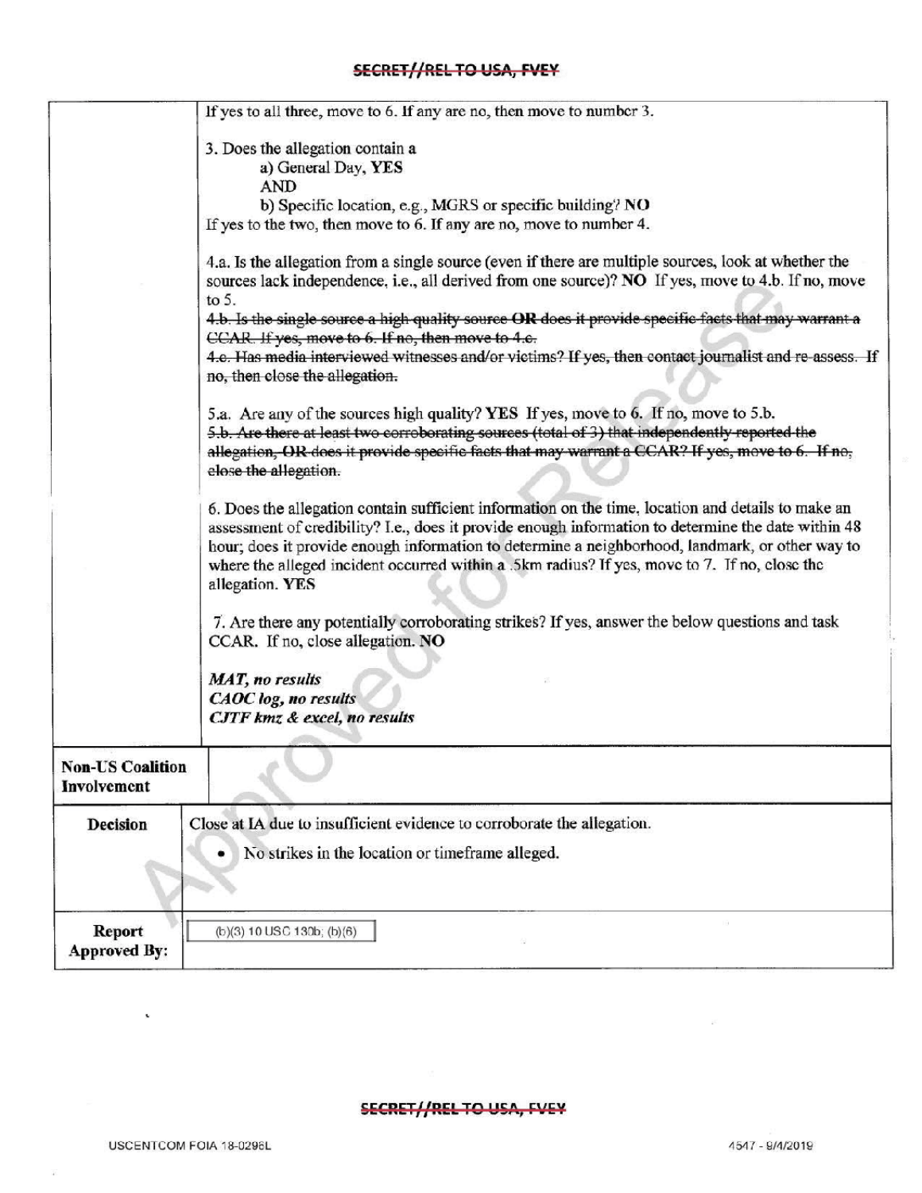| | |
|---|---|
| | If yes to all three, move to 6. If any are no, then move to number 3.<br><br>3. Does the allegation contain a<br>a) General Day, **YES**<br>AND<br>b) Specific location, e.g., MGRS or specific building? **NO**<br>If yes to the two, then move to 6. If any are no, move to number 4.<br><br>4.a. Is the allegation from a single source (even if there are multiple sources, look at whether the sources lack independence, i.e., all derived from one source)? **NO** If yes, move to 4.b. If no, move to 5.<br>~~4.b. Is the single source a high quality source **OR** does it provide specific facts that may warrant a CCAR. If yes, move to 6. If no, then move to 4.c.~~<br>~~4.c. Has media interviewed witnesses and/or victims? If yes, then contact journalist and re-assess. If no, then close the allegation.~~<br><br>5.a. Are any of the sources high quality? **YES** If yes, move to 6. If no, move to 5.b.<br>~~5.b. Are there at least two corroborating sources (total of 3) that independently reported the allegation, **OR** does it provide specific facts that may warrant a CCAR? If yes, move to 6. If no, close the allegation.~~<br><br>6. Does the allegation contain sufficient information on the time, location and details to make an assessment of credibility? I.e., does it provide enough information to determine the date within 48 hour; does it provide enough information to determine a neighborhood, landmark, or other way to where the alleged incident occurred within a .5km radius? If yes, move to 7. If no, close the allegation. **YES**<br><br>7. Are there any potentially corroborating strikes? If yes, answer the below questions and task CCAR. If no, close allegation. **NO**<br><br>***MAT, no results***<br>***CAOC log, no results***<br>***CJTF kmz & excel, no results*** |
| **Non-US Coalition Involvement** | |
| **Decision** | Close at IA due to insufficient evidence to corroborate the allegation.<br>• No strikes in the location or timeframe alleged. |
| **Report Approved By:** | (b)(3) 10 USC 130b; (b)(6) |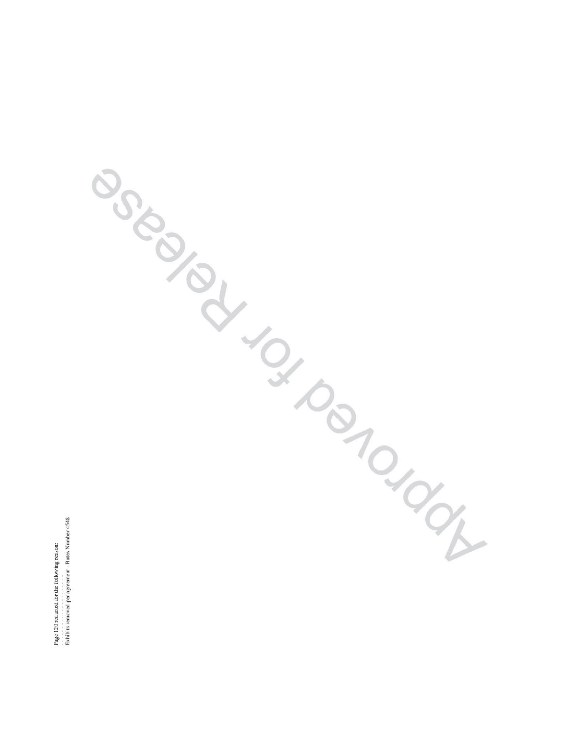Page 120 redacted for the following reason:

Exhibits removed per agreement - Bates Number 4548